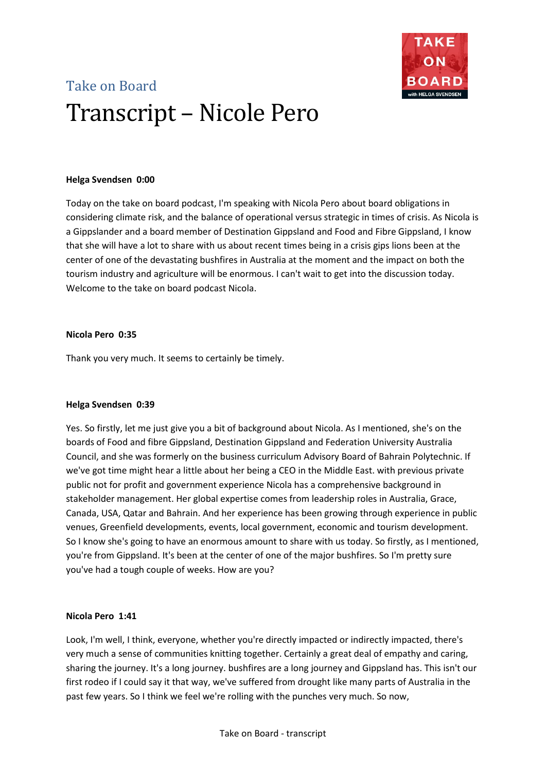Take on Board

# Transcript – Nicole Pero

**Helga Svendsen 0:00**

Today on the take on board podcast, I'm speaking with Nicola Pero about board obligations in considering climate risk, and the balance of operational versus strategic in times of crisis. As Nicola is a Gippslander and a board member of Destination Gippsland and Food and Fibre Gippsland, I know that she will have a lot to share with us about recent times being in a crisis gips lions been at the center of one of the devastating bushfires in Australia at the moment and the impact on both the tourism industry and agriculture will be enormous. I can't wait to get into the discussion today. Welcome to the take on board podcast Nicola.

**Nicola Pero 0:35**

Thank you very much. It seems to certainly be timely.

**Helga Svendsen 0:39**

Yes. So firstly, let me just give you a bit of background about Nicola. As I mentioned, she's on the boards of Food and fibre Gippsland, Destination Gippsland and Federation University Australia Council, and she was formerly on the business curriculum Advisory Board of Bahrain Polytechnic. If we've got time might hear a little about her being a CEO in the Middle East. with previous private public not for profit and government experience Nicola has a comprehensive background in stakeholder management. Her global expertise comes from leadership roles in Australia, Grace, Canada, USA, Qatar and Bahrain. And her experience has been growing through experience in public venues, Greenfield developments, events, local government, economic and tourism development. So I know she's going to have an enormous amount to share with us today. So firstly, as I mentioned, you're from Gippsland. It's been at the center of one of the major bushfires. So I'm pretty sure you've had a tough couple of weeks. How are you?

**Nicola Pero 1:41**

Look, I'm well, I think, everyone, whether you're directly impacted or indirectly impacted, there's very much a sense of communities knitting together. Certainly a great deal of empathy and caring, sharing the journey. It's a long journey. bushfires are a long journey and Gippsland has. This isn't our first rodeo if I could say it that way, we've suffered from drought like many parts of Australia in the past few years. So I think we feel we're rolling with the punches very much. So now,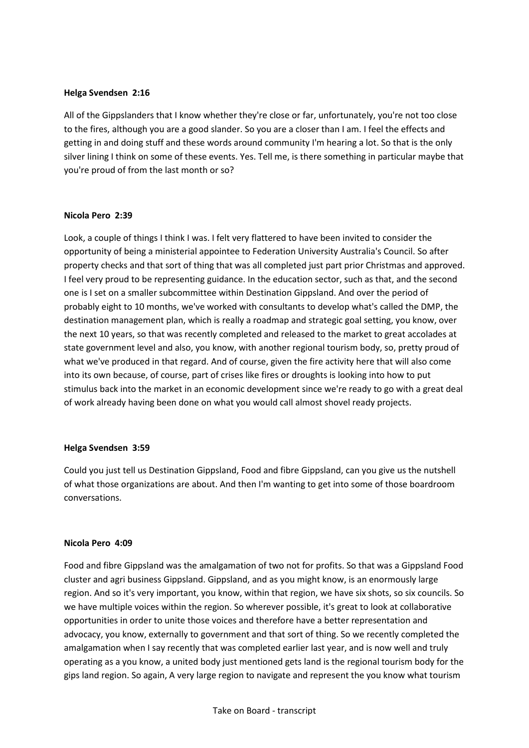**Helga Svendsen 2:16**

All of the Gippslanders that I know whether they're close or far, unfortunately, you're not too close to the fires, although you are a good slander. So you are a closer than I am. I feel the effects and getting in and doing stuff and these words around community I'm hearing a lot. So that is the only silver lining I think on some of these events. Yes. Tell me, is there something in particular maybe that you're proud of from the last month or so?

**Nicola Pero 2:39**

Look, a couple of things I think I was. I felt very flattered to have been invited to consider the opportunity of being a ministerial appointee to Federation University Australia's Council. So after property checks and that sort of thing that was all completed just part prior Christmas and approved. I feel very proud to be representing guidance. In the education sector, such as that, and the second one is I set on a smaller subcommittee within Destination Gippsland. And over the period of probably eight to 10 months, we've worked with consultants to develop what's called the DMP, the destination management plan, which is really a roadmap and strategic goal setting, you know, over the next 10 years, so that was recently completed and released to the market to great accolades at state government level and also, you know, with another regional tourism body, so, pretty proud of what we've produced in that regard. And of course, given the fire activity here that will also come into its own because, of course, part of crises like fires or droughts is looking into how to put stimulus back into the market in an economic development since we're ready to go with a great deal of work already having been done on what you would call almost shovel ready projects.

**Helga Svendsen 3:59**

Could you just tell us Destination Gippsland, Food and fibre Gippsland, can you give us the nutshell of what those organizations are about. And then I'm wanting to get into some of those boardroom conversations.

**Nicola Pero 4:09**

Food and fibre Gippsland was the amalgamation of two not for profits. So that was a Gippsland Food cluster and agri business Gippsland. Gippsland, and as you might know, is an enormously large region. And so it's very important, you know, within that region, we have six shots, so six councils. So we have multiple voices within the region. So wherever possible, it's great to look at collaborative opportunities in order to unite those voices and therefore have a better representation and advocacy, you know, externally to government and that sort of thing. So we recently completed the amalgamation when I say recently that was completed earlier last year, and is now well and truly operating as a you know, a united body just mentioned gets land is the regional tourism body for the gips land region. So again, A very large region to navigate and represent the you know what tourism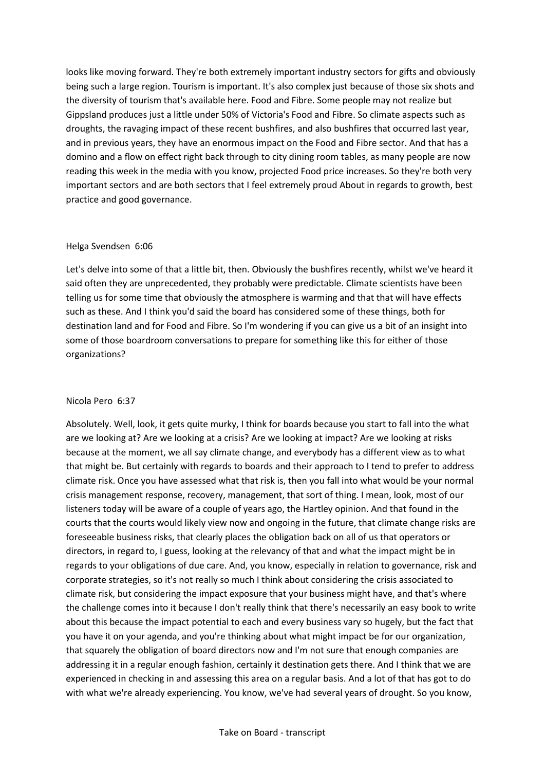looks like moving forward. They're both extremely important industry sectors for gifts and obviously being such a large region. Tourism is important. It's also complex just because of those six shots and the diversity of tourism that's available here. Food and Fibre. Some people may not realize but Gippsland produces just a little under 50% of Victoria's Food and Fibre. So climate aspects such as droughts, the ravaging impact of these recent bushfires, and also bushfires that occurred last year, and in previous years, they have an enormous impact on the Food and Fibre sector. And that has a domino and a flow on effect right back through to city dining room tables, as many people are now reading this week in the media with you know, projected Food price increases. So they're both very important sectors and are both sectors that I feel extremely proud About in regards to growth, best practice and good governance.

Helga Svendsen 6:06

Let's delve into some of that a little bit, then. Obviously the bushfires recently, whilst we've heard it said often they are unprecedented, they probably were predictable. Climate scientists have been telling us for some time that obviously the atmosphere is warming and that that will have effects such as these. And I think you'd said the board has considered some of these things, both for destination land and for Food and Fibre. So I'm wondering if you can give us a bit of an insight into some of those boardroom conversations to prepare for something like this for either of those organizations?

Nicola Pero 6:37

Absolutely. Well, look, it gets quite murky, I think for boards because you start to fall into the what are we looking at? Are we looking at a crisis? Are we looking at impact? Are we looking at risks because at the moment, we all say climate change, and everybody has a different view as to what that might be. But certainly with regards to boards and their approach to I tend to prefer to address climate risk. Once you have assessed what that risk is, then you fall into what would be your normal crisis management response, recovery, management, that sort of thing. I mean, look, most of our listeners today will be aware of a couple of years ago, the Hartley opinion. And that found in the courts that the courts would likely view now and ongoing in the future, that climate change risks are foreseeable business risks, that clearly places the obligation back on all of us that operators or directors, in regard to, I guess, looking at the relevancy of that and what the impact might be in regards to your obligations of due care. And, you know, especially in relation to governance, risk and corporate strategies, so it's not really so much I think about considering the crisis associated to climate risk, but considering the impact exposure that your business might have, and that's where the challenge comes into it because I don't really think that there's necessarily an easy book to write about this because the impact potential to each and every business vary so hugely, but the fact that you have it on your agenda, and you're thinking about what might impact be for our organization, that squarely the obligation of board directors now and I'm not sure that enough companies are addressing it in a regular enough fashion, certainly it destination gets there. And I think that we are experienced in checking in and assessing this area on a regular basis. And a lot of that has got to do with what we're already experiencing. You know, we've had several years of drought. So you know,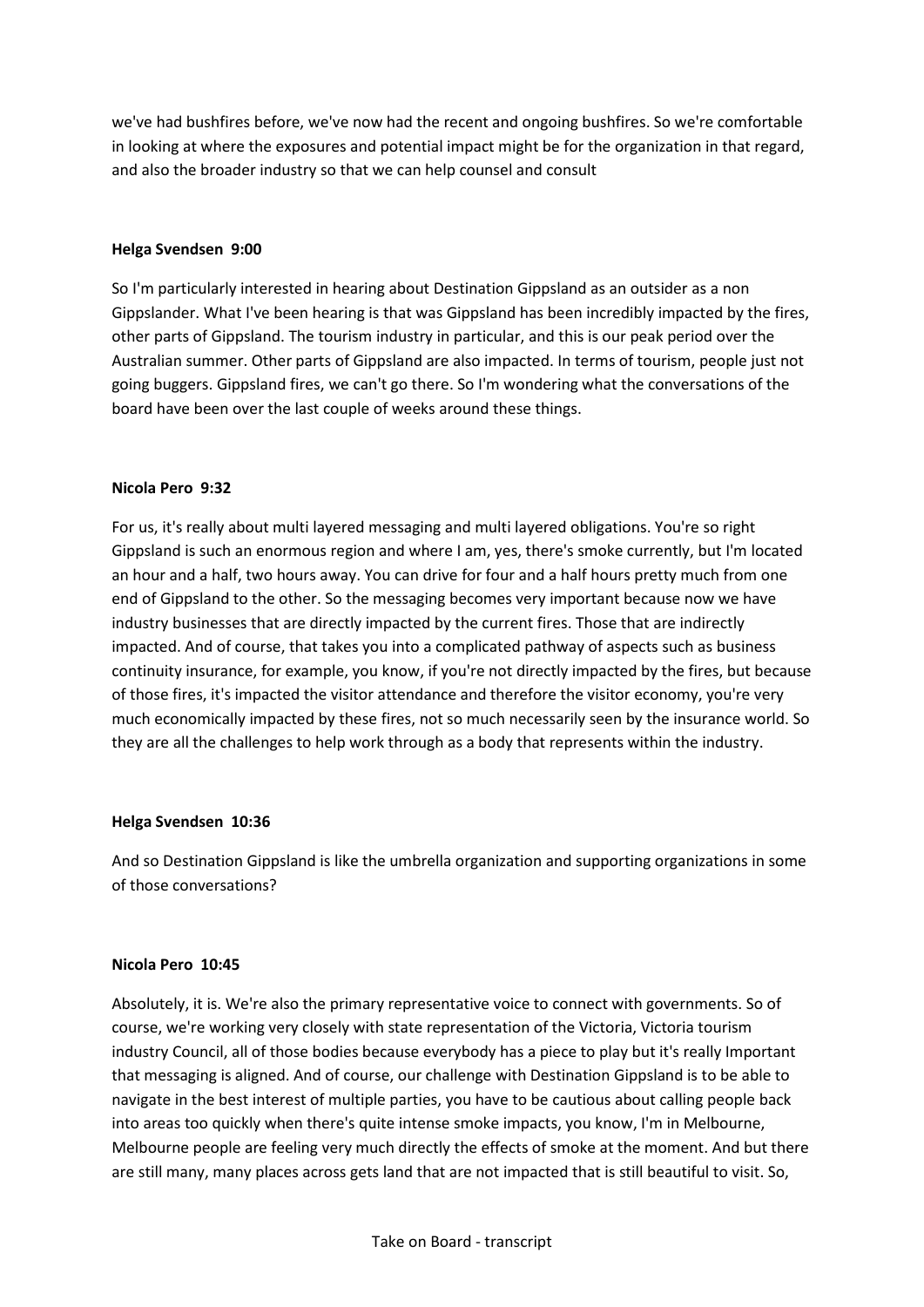we've had bushfires before, we've now had the recent and ongoing bushfires. So we're comfortable in looking at where the exposures and potential impact might be for the organization in that regard, and also the broader industry so that we can help counsel and consult

**Helga Svendsen 9:00**

So I'm particularly interested in hearing about Destination Gippsland as an outsider as a non Gippslander. What I've been hearing is that was Gippsland has been incredibly impacted by the fires, other parts of Gippsland. The tourism industry in particular, and this is our peak period over the Australian summer. Other parts of Gippsland are also impacted. In terms of tourism, people just not going buggers. Gippsland fires, we can't go there. So I'm wondering what the conversations of the board have been over the last couple of weeks around these things.

**Nicola Pero 9:32**

For us, it's really about multi layered messaging and multi layered obligations. You're so right Gippsland is such an enormous region and where I am, yes, there's smoke currently, but I'm located an hour and a half, two hours away. You can drive for four and a half hours pretty much from one end of Gippsland to the other. So the messaging becomes very important because now we have industry businesses that are directly impacted by the current fires. Those that are indirectly impacted. And of course, that takes you into a complicated pathway of aspects such as business continuity insurance, for example, you know, if you're not directly impacted by the fires, but because of those fires, it's impacted the visitor attendance and therefore the visitor economy, you're very much economically impacted by these fires, not so much necessarily seen by the insurance world. So they are all the challenges to help work through as a body that represents within the industry.

**Helga Svendsen 10:36**

And so Destination Gippsland is like the umbrella organization and supporting organizations in some of those conversations?

**Nicola Pero 10:45**

Absolutely, it is. We're also the primary representative voice to connect with governments. So of course, we're working very closely with state representation of the Victoria, Victoria tourism industry Council, all of those bodies because everybody has a piece to play but it's really Important that messaging is aligned. And of course, our challenge with Destination Gippsland is to be able to navigate in the best interest of multiple parties, you have to be cautious about calling people back into areas too quickly when there's quite intense smoke impacts, you know, I'm in Melbourne, Melbourne people are feeling very much directly the effects of smoke at the moment. And but there are still many, many places across gets land that are not impacted that is still beautiful to visit. So,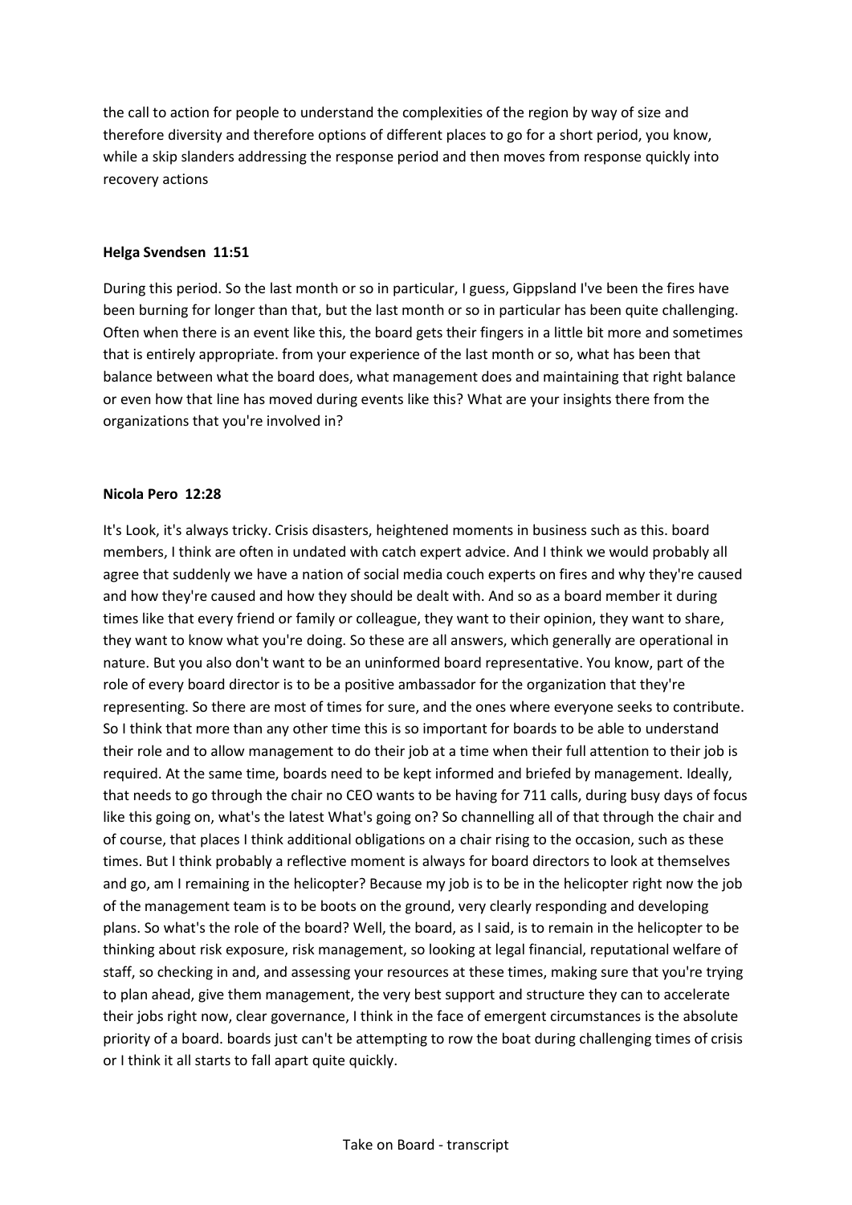the call to action for people to understand the complexities of the region by way of size and therefore diversity and therefore options of different places to go for a short period, you know, while a skip slanders addressing the response period and then moves from response quickly into recovery actions

**Helga Svendsen 11:51**

During this period. So the last month or so in particular, I guess, Gippsland I've been the fires have been burning for longer than that, but the last month or so in particular has been quite challenging. Often when there is an event like this, the board gets their fingers in a little bit more and sometimes that is entirely appropriate. from your experience of the last month or so, what has been that balance between what the board does, what management does and maintaining that right balance or even how that line has moved during events like this? What are your insights there from the organizations that you're involved in?

**Nicola Pero 12:28**

It's Look, it's always tricky. Crisis disasters, heightened moments in business such as this. board members, I think are often in undated with catch expert advice. And I think we would probably all agree that suddenly we have a nation of social media couch experts on fires and why they're caused and how they're caused and how they should be dealt with. And so as a board member it during times like that every friend or family or colleague, they want to their opinion, they want to share, they want to know what you're doing. So these are all answers, which generally are operational in nature. But you also don't want to be an uninformed board representative. You know, part of the role of every board director is to be a positive ambassador for the organization that they're representing. So there are most of times for sure, and the ones where everyone seeks to contribute. So I think that more than any other time this is so important for boards to be able to understand their role and to allow management to do their job at a time when their full attention to their job is required. At the same time, boards need to be kept informed and briefed by management. Ideally, that needs to go through the chair no CEO wants to be having for 711 calls, during busy days of focus like this going on, what's the latest What's going on? So channelling all of that through the chair and of course, that places I think additional obligations on a chair rising to the occasion, such as these times. But I think probably a reflective moment is always for board directors to look at themselves and go, am I remaining in the helicopter? Because my job is to be in the helicopter right now the job of the management team is to be boots on the ground, very clearly responding and developing plans. So what's the role of the board? Well, the board, as I said, is to remain in the helicopter to be thinking about risk exposure, risk management, so looking at legal financial, reputational welfare of staff, so checking in and, and assessing your resources at these times, making sure that you're trying to plan ahead, give them management, the very best support and structure they can to accelerate their jobs right now, clear governance, I think in the face of emergent circumstances is the absolute priority of a board. boards just can't be attempting to row the boat during challenging times of crisis or I think it all starts to fall apart quite quickly.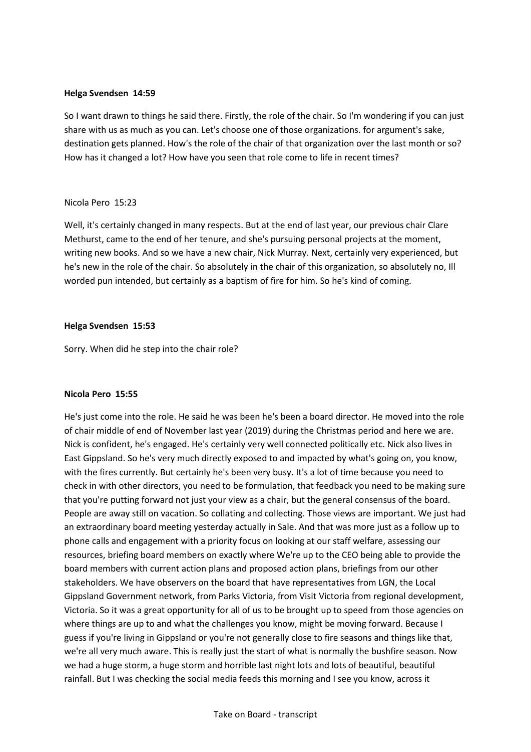**Helga Svendsen 14:59**

So I want drawn to things he said there. Firstly, the role of the chair. So I'm wondering if you can just share with us as much as you can. Let's choose one of those organizations. for argument's sake, destination gets planned. How's the role of the chair of that organization over the last month or so? How has it changed a lot? How have you seen that role come to life in recent times?

Nicola Pero 15:23

Well, it's certainly changed in many respects. But at the end of last year, our previous chair Clare Methurst, came to the end of her tenure, and she's pursuing personal projects at the moment, writing new books. And so we have a new chair, Nick Murray. Next, certainly very experienced, but he's new in the role of the chair. So absolutely in the chair of this organization, so absolutely no, Ill worded pun intended, but certainly as a baptism of fire for him. So he's kind of coming.

**Helga Svendsen 15:53**

Sorry. When did he step into the chair role?

**Nicola Pero 15:55**

He's just come into the role. He said he was been he's been a board director. He moved into the role of chair middle of end of November last year (2019) during the Christmas period and here we are. Nick is confident, he's engaged. He's certainly very well connected politically etc. Nick also lives in East Gippsland. So he's very much directly exposed to and impacted by what's going on, you know, with the fires currently. But certainly he's been very busy. It's a lot of time because you need to check in with other directors, you need to be formulation, that feedback you need to be making sure that you're putting forward not just your view as a chair, but the general consensus of the board. People are away still on vacation. So collating and collecting. Those views are important. We just had an extraordinary board meeting yesterday actually in Sale. And that was more just as a follow up to phone calls and engagement with a priority focus on looking at our staff welfare, assessing our resources, briefing board members on exactly where We're up to the CEO being able to provide the board members with current action plans and proposed action plans, briefings from our other stakeholders. We have observers on the board that have representatives from LGN, the Local Gippsland Government network, from Parks Victoria, from Visit Victoria from regional development, Victoria. So it was a great opportunity for all of us to be brought up to speed from those agencies on where things are up to and what the challenges you know, might be moving forward. Because I guess if you're living in Gippsland or you're not generally close to fire seasons and things like that, we're all very much aware. This is really just the start of what is normally the bushfire season. Now we had a huge storm, a huge storm and horrible last night lots and lots of beautiful, beautiful rainfall. But I was checking the social media feeds this morning and I see you know, across it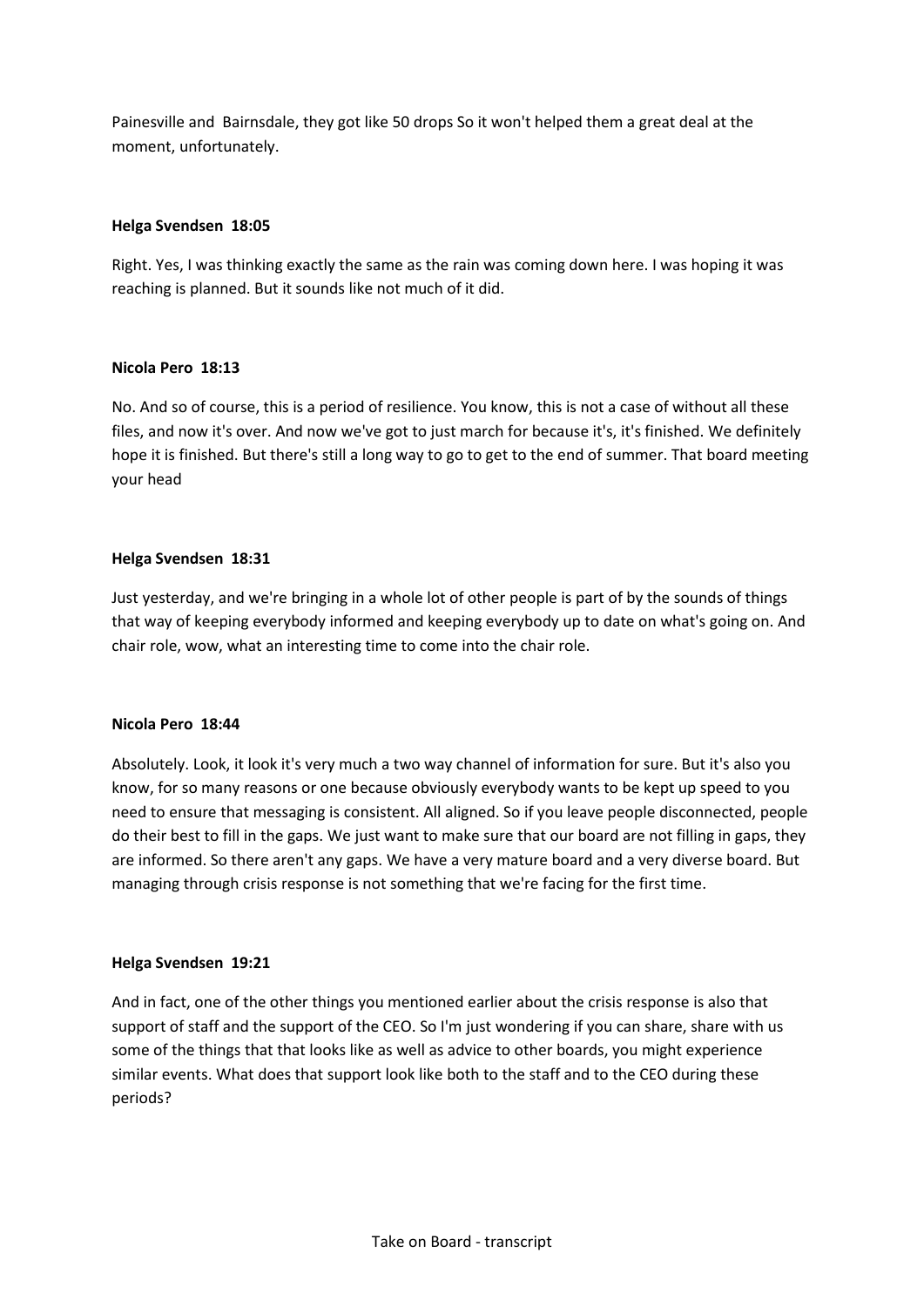Painesville and  Bairnsdale, they got like 50 drops So it won't helped them a great deal at the moment, unfortunately.

**Helga Svendsen  18:05**

Right. Yes, I was thinking exactly the same as the rain was coming down here. I was hoping it was reaching is planned. But it sounds like not much of it did.

**Nicola Pero  18:13**

No. And so of course, this is a period of resilience. You know, this is not a case of without all these files, and now it's over. And now we've got to just march for because it's, it's finished. We definitely hope it is finished. But there's still a long way to go to get to the end of summer. That board meeting your head

**Helga Svendsen  18:31**

Just yesterday, and we're bringing in a whole lot of other people is part of by the sounds of things that way of keeping everybody informed and keeping everybody up to date on what's going on. And chair role, wow, what an interesting time to come into the chair role.

**Nicola Pero  18:44**

Absolutely. Look, it look it's very much a two way channel of information for sure. But it's also you know, for so many reasons or one because obviously everybody wants to be kept up speed to you need to ensure that messaging is consistent. All aligned. So if you leave people disconnected, people do their best to fill in the gaps. We just want to make sure that our board are not filling in gaps, they are informed. So there aren't any gaps. We have a very mature board and a very diverse board. But managing through crisis response is not something that we're facing for the first time.

**Helga Svendsen  19:21**

And in fact, one of the other things you mentioned earlier about the crisis response is also that support of staff and the support of the CEO. So I'm just wondering if you can share, share with us some of the things that that looks like as well as advice to other boards, you might experience similar events. What does that support look like both to the staff and to the CEO during these periods?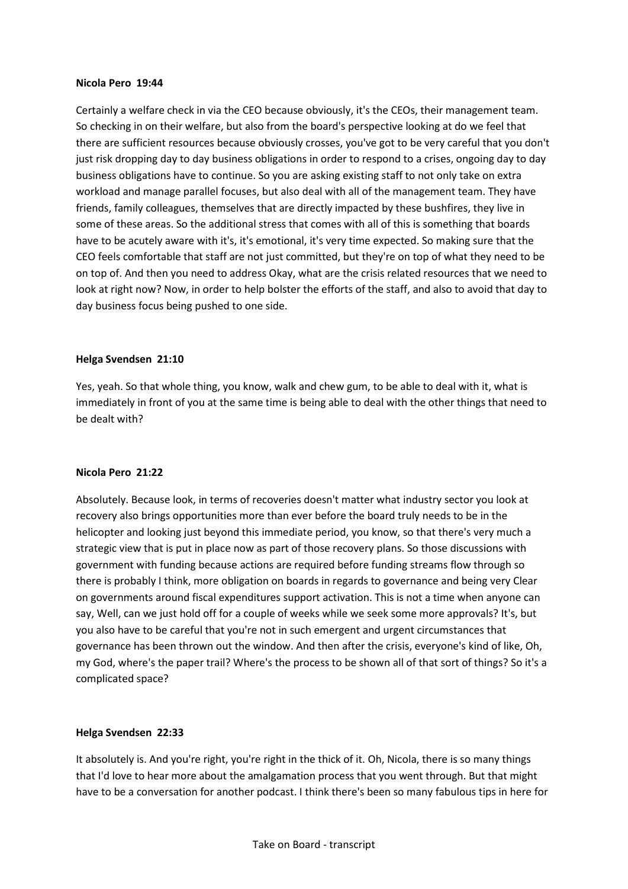**Nicola Pero 19:44**

Certainly a welfare check in via the CEO because obviously, it's the CEOs, their management team. So checking in on their welfare, but also from the board's perspective looking at do we feel that there are sufficient resources because obviously crosses, you've got to be very careful that you don't just risk dropping day to day business obligations in order to respond to a crises, ongoing day to day business obligations have to continue. So you are asking existing staff to not only take on extra workload and manage parallel focuses, but also deal with all of the management team. They have friends, family colleagues, themselves that are directly impacted by these bushfires, they live in some of these areas. So the additional stress that comes with all of this is something that boards have to be acutely aware with it's, it's emotional, it's very time expected. So making sure that the CEO feels comfortable that staff are not just committed, but they're on top of what they need to be on top of. And then you need to address Okay, what are the crisis related resources that we need to look at right now? Now, in order to help bolster the efforts of the staff, and also to avoid that day to day business focus being pushed to one side.

**Helga Svendsen 21:10**

Yes, yeah. So that whole thing, you know, walk and chew gum, to be able to deal with it, what is immediately in front of you at the same time is being able to deal with the other things that need to be dealt with?

**Nicola Pero 21:22**

Absolutely. Because look, in terms of recoveries doesn't matter what industry sector you look at recovery also brings opportunities more than ever before the board truly needs to be in the helicopter and looking just beyond this immediate period, you know, so that there's very much a strategic view that is put in place now as part of those recovery plans. So those discussions with government with funding because actions are required before funding streams flow through so there is probably I think, more obligation on boards in regards to governance and being very Clear on governments around fiscal expenditures support activation. This is not a time when anyone can say, Well, can we just hold off for a couple of weeks while we seek some more approvals? It's, but you also have to be careful that you're not in such emergent and urgent circumstances that governance has been thrown out the window. And then after the crisis, everyone's kind of like, Oh, my God, where's the paper trail? Where's the process to be shown all of that sort of things? So it's a complicated space?

**Helga Svendsen 22:33**

It absolutely is. And you're right, you're right in the thick of it. Oh, Nicola, there is so many things that I'd love to hear more about the amalgamation process that you went through. But that might have to be a conversation for another podcast. I think there's been so many fabulous tips in here for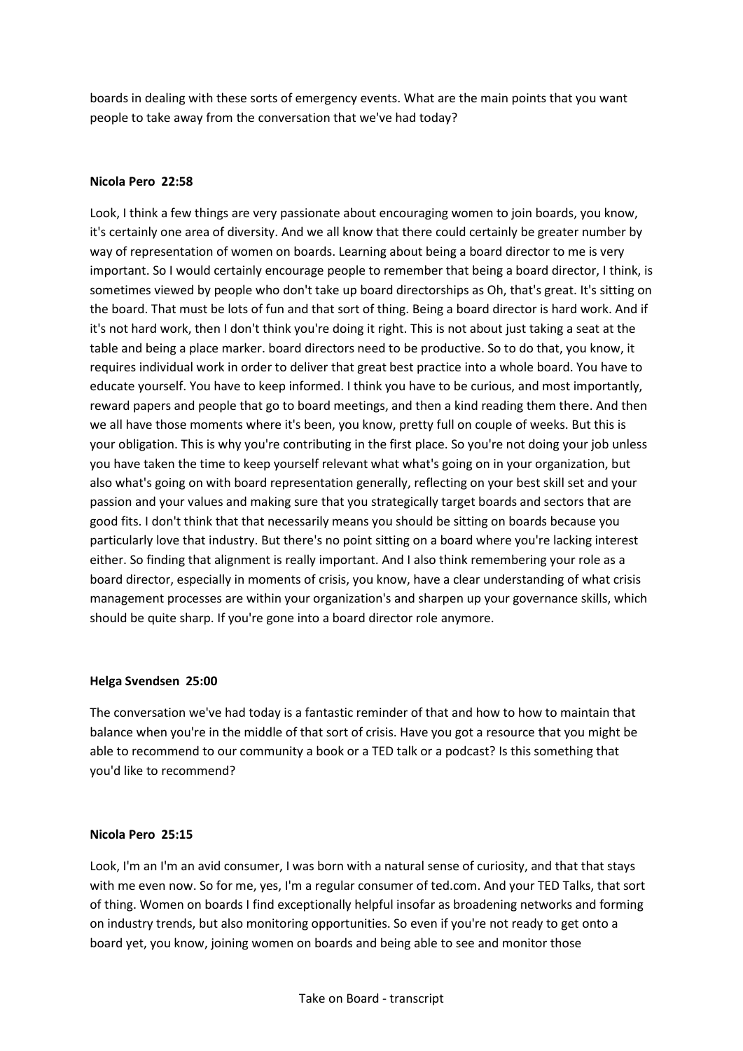boards in dealing with these sorts of emergency events. What are the main points that you want people to take away from the conversation that we've had today?

**Nicola Pero 22:58**

Look, I think a few things are very passionate about encouraging women to join boards, you know, it's certainly one area of diversity. And we all know that there could certainly be greater number by way of representation of women on boards. Learning about being a board director to me is very important. So I would certainly encourage people to remember that being a board director, I think, is sometimes viewed by people who don't take up board directorships as Oh, that's great. It's sitting on the board. That must be lots of fun and that sort of thing. Being a board director is hard work. And if it's not hard work, then I don't think you're doing it right. This is not about just taking a seat at the table and being a place marker. board directors need to be productive. So to do that, you know, it requires individual work in order to deliver that great best practice into a whole board. You have to educate yourself. You have to keep informed. I think you have to be curious, and most importantly, reward papers and people that go to board meetings, and then a kind reading them there. And then we all have those moments where it's been, you know, pretty full on couple of weeks. But this is your obligation. This is why you're contributing in the first place. So you're not doing your job unless you have taken the time to keep yourself relevant what what's going on in your organization, but also what's going on with board representation generally, reflecting on your best skill set and your passion and your values and making sure that you strategically target boards and sectors that are good fits. I don't think that that necessarily means you should be sitting on boards because you particularly love that industry. But there's no point sitting on a board where you're lacking interest either. So finding that alignment is really important. And I also think remembering your role as a board director, especially in moments of crisis, you know, have a clear understanding of what crisis management processes are within your organization's and sharpen up your governance skills, which should be quite sharp. If you're gone into a board director role anymore.

**Helga Svendsen 25:00**

The conversation we've had today is a fantastic reminder of that and how to how to maintain that balance when you're in the middle of that sort of crisis. Have you got a resource that you might be able to recommend to our community a book or a TED talk or a podcast? Is this something that you'd like to recommend?

**Nicola Pero 25:15**

Look, I'm an I'm an avid consumer, I was born with a natural sense of curiosity, and that that stays with me even now. So for me, yes, I'm a regular consumer of ted.com. And your TED Talks, that sort of thing. Women on boards I find exceptionally helpful insofar as broadening networks and forming on industry trends, but also monitoring opportunities. So even if you're not ready to get onto a board yet, you know, joining women on boards and being able to see and monitor those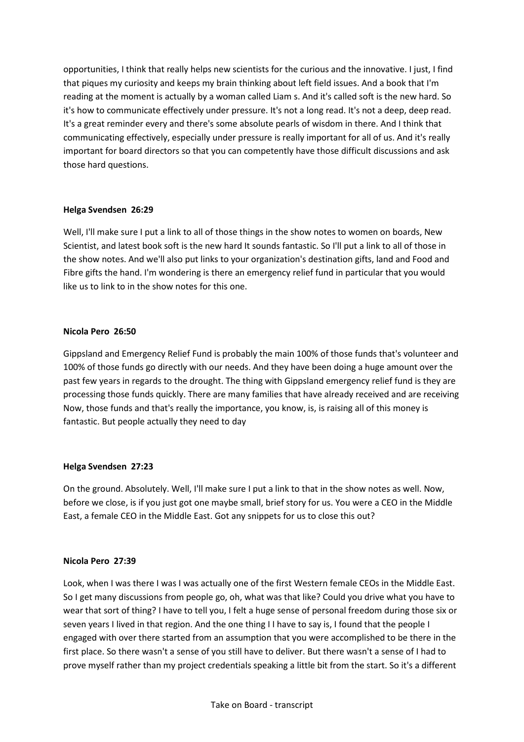opportunities, I think that really helps new scientists for the curious and the innovative. I just, I find that piques my curiosity and keeps my brain thinking about left field issues. And a book that I'm reading at the moment is actually by a woman called Liam s. And it's called soft is the new hard. So it's how to communicate effectively under pressure. It's not a long read. It's not a deep, deep read. It's a great reminder every and there's some absolute pearls of wisdom in there. And I think that communicating effectively, especially under pressure is really important for all of us. And it's really important for board directors so that you can competently have those difficult discussions and ask those hard questions.

**Helga Svendsen 26:29**

Well, I'll make sure I put a link to all of those things in the show notes to women on boards, New Scientist, and latest book soft is the new hard It sounds fantastic. So I'll put a link to all of those in the show notes. And we'll also put links to your organization's destination gifts, land and Food and Fibre gifts the hand. I'm wondering is there an emergency relief fund in particular that you would like us to link to in the show notes for this one.

**Nicola Pero 26:50**

Gippsland and Emergency Relief Fund is probably the main 100% of those funds that's volunteer and 100% of those funds go directly with our needs. And they have been doing a huge amount over the past few years in regards to the drought. The thing with Gippsland emergency relief fund is they are processing those funds quickly. There are many families that have already received and are receiving Now, those funds and that's really the importance, you know, is, is raising all of this money is fantastic. But people actually they need to day

**Helga Svendsen 27:23**

On the ground. Absolutely. Well, I'll make sure I put a link to that in the show notes as well. Now, before we close, is if you just got one maybe small, brief story for us. You were a CEO in the Middle East, a female CEO in the Middle East. Got any snippets for us to close this out?

**Nicola Pero 27:39**

Look, when I was there I was I was actually one of the first Western female CEOs in the Middle East. So I get many discussions from people go, oh, what was that like? Could you drive what you have to wear that sort of thing? I have to tell you, I felt a huge sense of personal freedom during those six or seven years I lived in that region. And the one thing I I have to say is, I found that the people I engaged with over there started from an assumption that you were accomplished to be there in the first place. So there wasn't a sense of you still have to deliver. But there wasn't a sense of I had to prove myself rather than my project credentials speaking a little bit from the start. So it's a different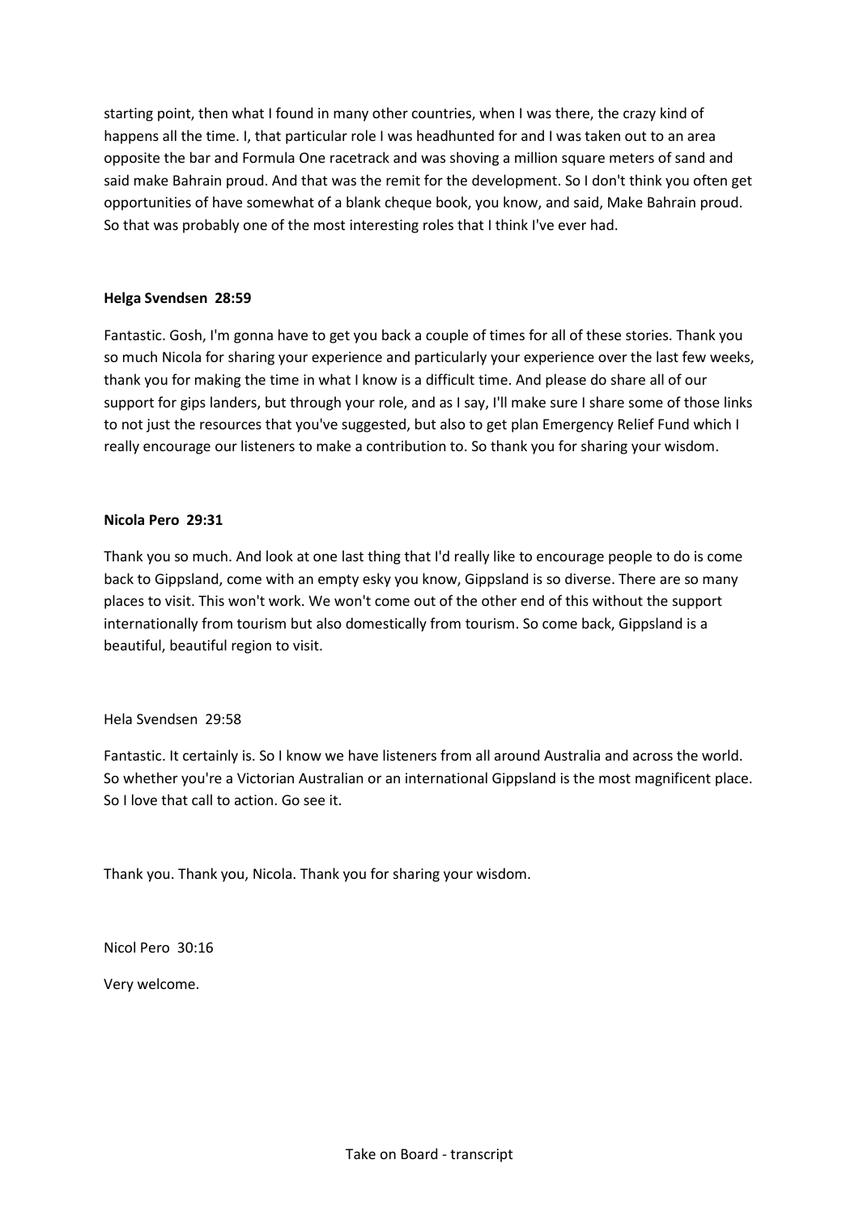starting point, then what I found in many other countries, when I was there, the crazy kind of happens all the time. I, that particular role I was headhunted for and I was taken out to an area opposite the bar and Formula One racetrack and was shoving a million square meters of sand and said make Bahrain proud. And that was the remit for the development. So I don't think you often get opportunities of have somewhat of a blank cheque book, you know, and said, Make Bahrain proud. So that was probably one of the most interesting roles that I think I've ever had.

**Helga Svendsen 28:59**

Fantastic. Gosh, I'm gonna have to get you back a couple of times for all of these stories. Thank you so much Nicola for sharing your experience and particularly your experience over the last few weeks, thank you for making the time in what I know is a difficult time. And please do share all of our support for gips landers, but through your role, and as I say, I'll make sure I share some of those links to not just the resources that you've suggested, but also to get plan Emergency Relief Fund which I really encourage our listeners to make a contribution to. So thank you for sharing your wisdom.

**Nicola Pero 29:31**

Thank you so much. And look at one last thing that I'd really like to encourage people to do is come back to Gippsland, come with an empty esky you know, Gippsland is so diverse. There are so many places to visit. This won't work. We won't come out of the other end of this without the support internationally from tourism but also domestically from tourism. So come back, Gippsland is a beautiful, beautiful region to visit.

Hela Svendsen 29:58

Fantastic. It certainly is. So I know we have listeners from all around Australia and across the world. So whether you're a Victorian Australian or an international Gippsland is the most magnificent place. So I love that call to action. Go see it.

Thank you. Thank you, Nicola. Thank you for sharing your wisdom.

Nicol Pero 30:16

Very welcome.